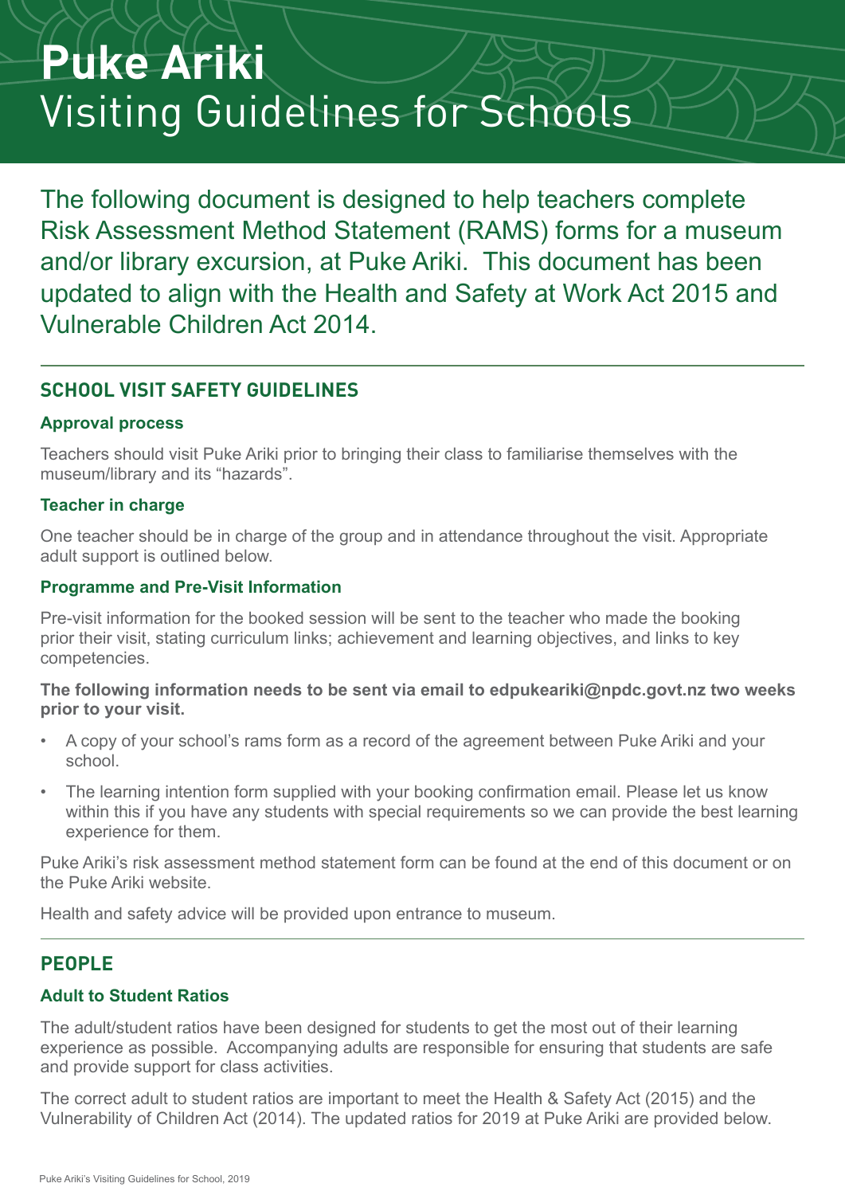# Puke Ariki
## Visiting Guidelines for Schools

The following document is designed to help teachers complete Risk Assessment Method Statement (RAMS) forms for a museum and/or library excursion, at Puke Ariki. This document has been updated to align with the Health and Safety at Work Act 2015 and Vulnerable Children Act 2014.

---

## SCHOOL VISIT SAFETY GUIDELINES

### Approval process

Teachers should visit Puke Ariki prior to bringing their class to familiarise themselves with the museum/library and its "hazards".

### Teacher in charge

One teacher should be in charge of the group and in attendance throughout the visit. Appropriate adult support is outlined below.

### Programme and Pre-Visit Information

Pre-visit information for the booked session will be sent to the teacher who made the booking prior their visit, stating curriculum links; achievement and learning objectives, and links to key competencies.

**The following information needs to be sent via email to edpukeariki@npdc.govt.nz two weeks prior to your visit.**

- A copy of your school's rams form as a record of the agreement between Puke Ariki and your school.
- The learning intention form supplied with your booking confirmation email. Please let us know within this if you have any students with special requirements so we can provide the best learning experience for them.

Puke Ariki's risk assessment method statement form can be found at the end of this document or on the Puke Ariki website.

Health and safety advice will be provided upon entrance to museum.

---

## PEOPLE

### Adult to Student Ratios

The adult/student ratios have been designed for students to get the most out of their learning experience as possible. Accompanying adults are responsible for ensuring that students are safe and provide support for class activities.

The correct adult to student ratios are important to meet the Health & Safety Act (2015) and the Vulnerability of Children Act (2014). The updated ratios for 2019 at Puke Ariki are provided below.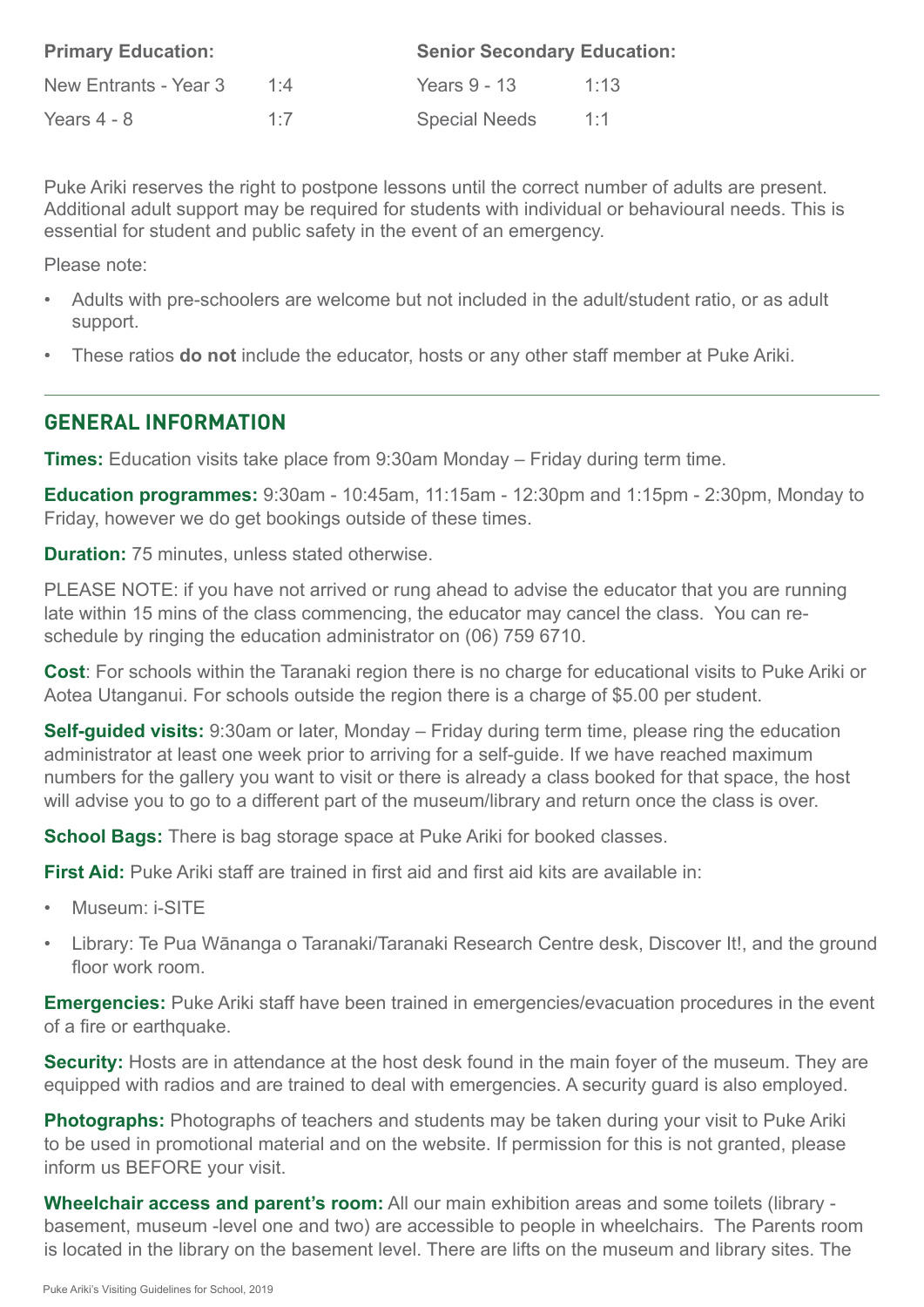| Primary Education: | | Senior Secondary Education: | |
|---|---|---|---|
| New Entrants - Year 3 | 1:4 | Years 9 - 13 | 1:13 |
| Years 4 - 8 | 1:7 | Special Needs | 1:1 |

Puke Ariki reserves the right to postpone lessons until the correct number of adults are present. Additional adult support may be required for students with individual or behavioural needs. This is essential for student and public safety in the event of an emergency.

Please note:

- Adults with pre-schoolers are welcome but not included in the adult/student ratio, or as adult support.
- These ratios **do not** include the educator, hosts or any other staff member at Puke Ariki.

## GENERAL INFORMATION

**Times:** Education visits take place from 9:30am Monday – Friday during term time.

**Education programmes:** 9:30am - 10:45am, 11:15am - 12:30pm and 1:15pm - 2:30pm, Monday to Friday, however we do get bookings outside of these times.

**Duration:** 75 minutes, unless stated otherwise.

PLEASE NOTE: if you have not arrived or rung ahead to advise the educator that you are running late within 15 mins of the class commencing, the educator may cancel the class. You can re-schedule by ringing the education administrator on (06) 759 6710.

**Cost**: For schools within the Taranaki region there is no charge for educational visits to Puke Ariki or Aotea Utanganui. For schools outside the region there is a charge of $5.00 per student.

**Self-guided visits:** 9:30am or later, Monday – Friday during term time, please ring the education administrator at least one week prior to arriving for a self-guide. If we have reached maximum numbers for the gallery you want to visit or there is already a class booked for that space, the host will advise you to go to a different part of the museum/library and return once the class is over.

**School Bags:** There is bag storage space at Puke Ariki for booked classes.

**First Aid:** Puke Ariki staff are trained in first aid and first aid kits are available in:

- Museum: i-SITE
- Library: Te Pua Wānanga o Taranaki/Taranaki Research Centre desk, Discover It!, and the ground floor work room.

**Emergencies:** Puke Ariki staff have been trained in emergencies/evacuation procedures in the event of a fire or earthquake.

**Security:** Hosts are in attendance at the host desk found in the main foyer of the museum. They are equipped with radios and are trained to deal with emergencies. A security guard is also employed.

**Photographs:** Photographs of teachers and students may be taken during your visit to Puke Ariki to be used in promotional material and on the website. If permission for this is not granted, please inform us BEFORE your visit.

**Wheelchair access and parent's room:** All our main exhibition areas and some toilets (library - basement, museum -level one and two) are accessible to people in wheelchairs. The Parents room is located in the library on the basement level. There are lifts on the museum and library sites. The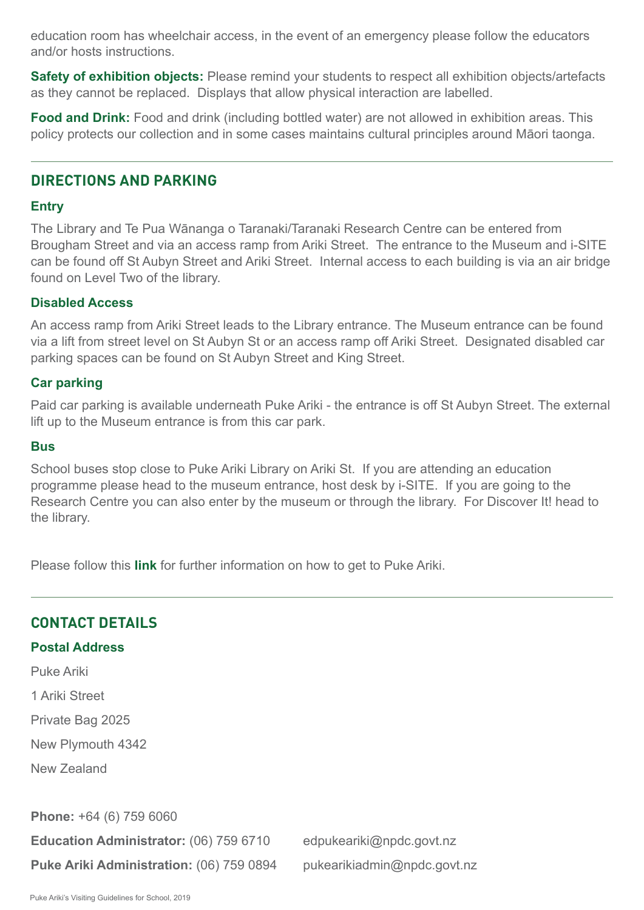education room has wheelchair access, in the event of an emergency please follow the educators and/or hosts instructions.

**Safety of exhibition objects:** Please remind your students to respect all exhibition objects/artefacts as they cannot be replaced. Displays that allow physical interaction are labelled.

**Food and Drink:** Food and drink (including bottled water) are not allowed in exhibition areas. This policy protects our collection and in some cases maintains cultural principles around Māori taonga.

---

## DIRECTIONS AND PARKING

### Entry

The Library and Te Pua Wānanga o Taranaki/Taranaki Research Centre can be entered from Brougham Street and via an access ramp from Ariki Street. The entrance to the Museum and i-SITE can be found off St Aubyn Street and Ariki Street. Internal access to each building is via an air bridge found on Level Two of the library.

### Disabled Access

An access ramp from Ariki Street leads to the Library entrance. The Museum entrance can be found via a lift from street level on St Aubyn St or an access ramp off Ariki Street. Designated disabled car parking spaces can be found on St Aubyn Street and King Street.

### Car parking

Paid car parking is available underneath Puke Ariki - the entrance is off St Aubyn Street. The external lift up to the Museum entrance is from this car park.

### Bus

School buses stop close to Puke Ariki Library on Ariki St. If you are attending an education programme please head to the museum entrance, host desk by i-SITE. If you are going to the Research Centre you can also enter by the museum or through the library. For Discover It! head to the library.

Please follow this **link** for further information on how to get to Puke Ariki.

---

## CONTACT DETAILS

### Postal Address

Puke Ariki

1 Ariki Street

Private Bag 2025

New Plymouth 4342

New Zealand

**Phone:** +64 (6) 759 6060

**Education Administrator:** (06) 759 6710 edpukeariki@npdc.govt.nz

**Puke Ariki Administration:** (06) 759 0894 pukearikiadmin@npdc.govt.nz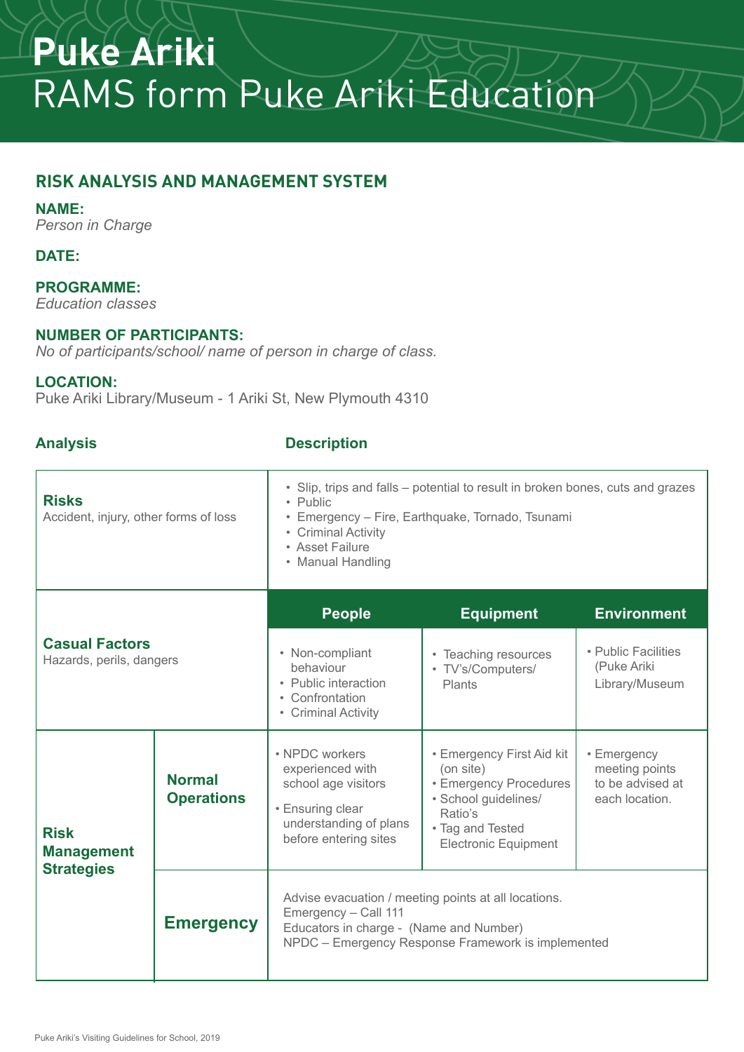# Puke Ariki

# RAMS form Puke Ariki Education

## RISK ANALYSIS AND MANAGEMENT SYSTEM

**NAME:**
*Person in Charge*

**DATE:**

**PROGRAMME:**
*Education classes*

**NUMBER OF PARTICIPANTS:**
*No of participants/school/ name of person in charge of class.*

**LOCATION:**
Puke Ariki Library/Museum - 1 Ariki St, New Plymouth 4310

| Analysis | | Description | | |
|---|---|---|---|---|
| **Risks**<br>Accident, injury, other forms of loss | | • Slip, trips and falls – potential to result in broken bones, cuts and grazes<br>• Public<br>• Emergency – Fire, Earthquake, Tornado, Tsunami<br>• Criminal Activity<br>• Asset Failure<br>• Manual Handling | | |
| **Casual Factors**<br>Hazards, perils, dangers | | **People** | **Equipment** | **Environment** |
| | | • Non-compliant behaviour<br>• Public interaction<br>• Confrontation<br>• Criminal Activity | • Teaching resources<br>• TV's/Computers/ Plants | • Public Facilities (Puke Ariki Library/Museum |
| **Risk Management Strategies** | **Normal Operations** | • NPDC workers experienced with school age visitors<br>• Ensuring clear understanding of plans before entering sites | • Emergency First Aid kit (on site)<br>• Emergency Procedures<br>• School guidelines/ Ratio's<br>• Tag and Tested Electronic Equipment | • Emergency meeting points to be advised at each location. |
| | **Emergency** | Advise evacuation / meeting points at all locations.<br>Emergency – Call 111<br>Educators in charge - (Name and Number)<br>NPDC – Emergency Response Framework is implemented | | |

Puke Ariki's Visiting Guidelines for School, 2019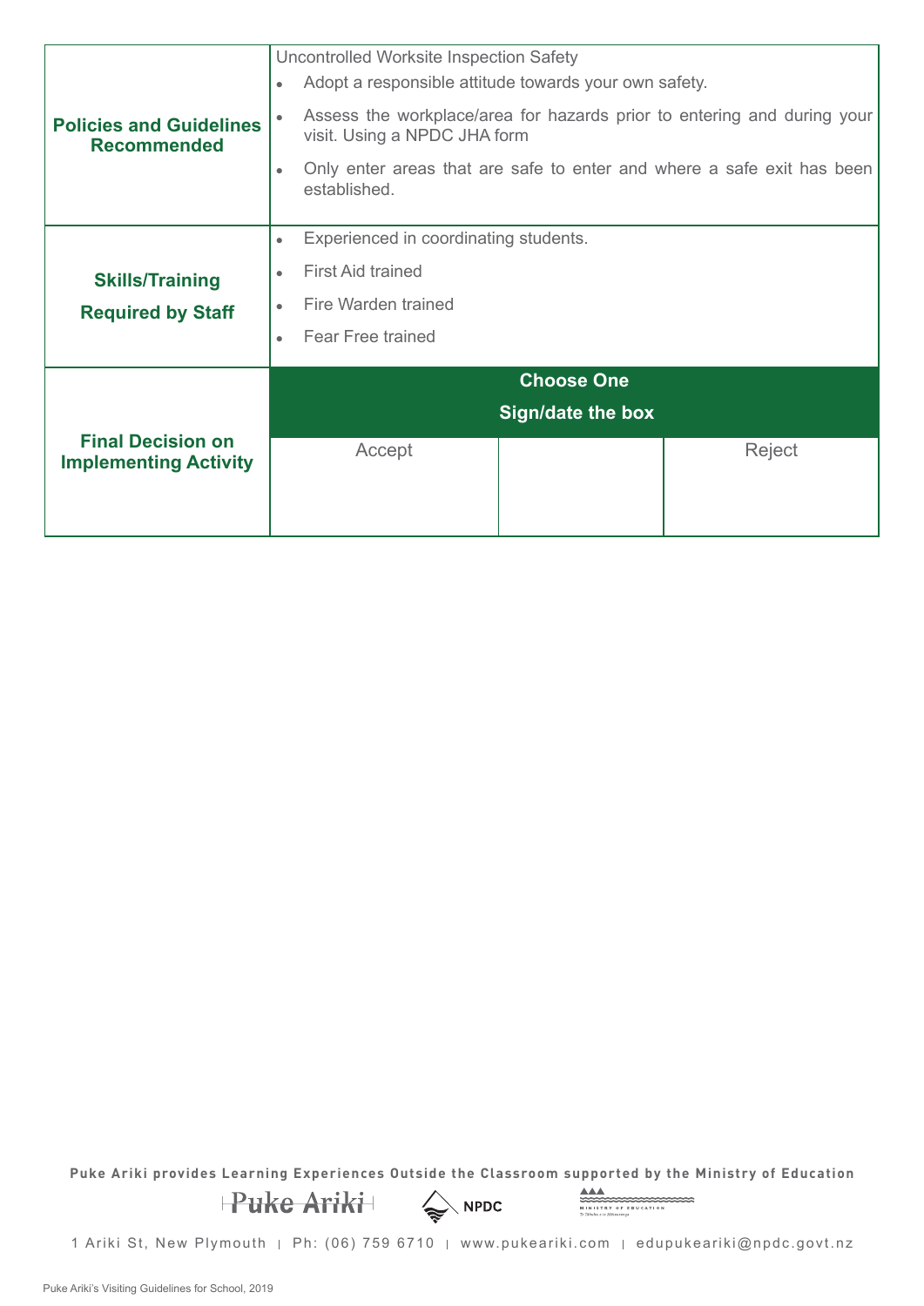| | | | |
|---|---|---|---|
| **Policies and Guidelines Recommended** | Uncontrolled Worksite Inspection Safety<br>• Adopt a responsible attitude towards your own safety.<br>• Assess the workplace/area for hazards prior to entering and during your visit. Using a NPDC JHA form<br>• Only enter areas that are safe to enter and where a safe exit has been established. | | |
| **Skills/Training Required by Staff** | • Experienced in coordinating students.<br>• First Aid trained<br>• Fire Warden trained<br>• Fear Free trained | | |
| **Final Decision on Implementing Activity** | **Choose One**<br>**Sign/date the box** | | |
| | Accept | | Reject |

**Puke Ariki provides Learning Experiences Outside the Classroom supported by the Ministry of Education**

Puke Ariki NPDC MINISTRY OF EDUCATION

1 Ariki St, New Plymouth | Ph: (06) 759 6710 | www.pukeariki.com | edupukeariki@npdc.govt.nz

Puke Ariki's Visiting Guidelines for School, 2019